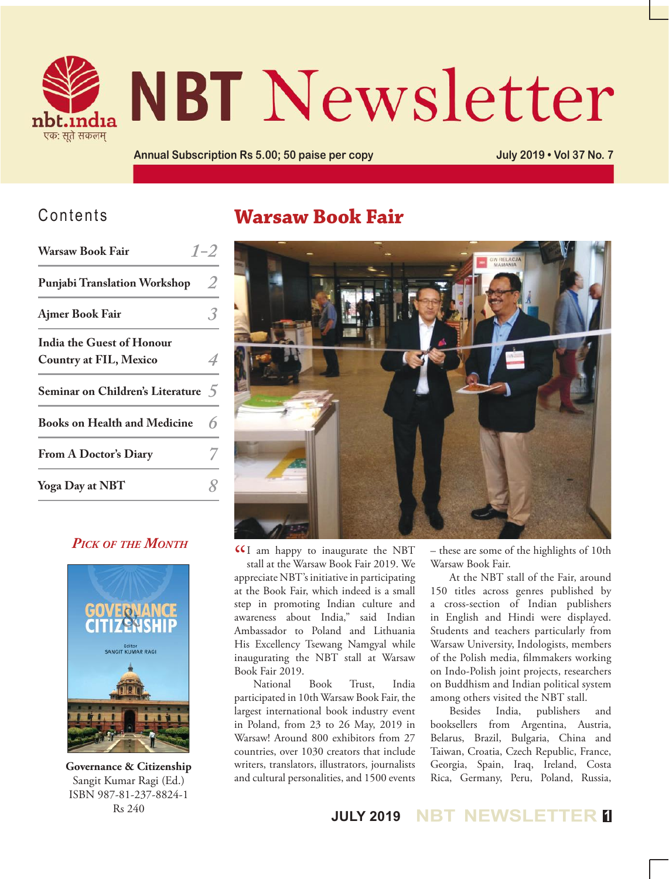# NBT Newsletter

nbt.india
एक: सूते सकलम्

Annual Subscription Rs 5.00; 50 paise per copy

July 2019 • Vol 37 No. 7

## Contents

| | |
|---|---|
| Warsaw Book Fair | 1–2 |
| Punjabi Translation Workshop | 2 |
| Ajmer Book Fair | 3 |
| India the Guest of Honour Country at FIL, Mexico | 4 |
| Seminar on Children's Literature | 5 |
| Books on Health and Medicine | 6 |
| From A Doctor's Diary | 7 |
| Yoga Day at NBT | 8 |

### *Pick of the Month*

**Governance & Citizenship**
Sangit Kumar Ragi (Ed.)
ISBN 987-81-237-8824-1
Rs 240

# Warsaw Book Fair

"I am happy to inaugurate the NBT stall at the Warsaw Book Fair 2019. We appreciate NBT's initiative in participating at the Book Fair, which indeed is a small step in promoting Indian culture and awareness about India," said Indian Ambassador to Poland and Lithuania His Excellency Tsewang Namgyal while inaugurating the NBT stall at Warsaw Book Fair 2019.

National Book Trust, India participated in 10th Warsaw Book Fair, the largest international book industry event in Poland, from 23 to 26 May, 2019 in Warsaw! Around 800 exhibitors from 27 countries, over 1030 creators that include writers, translators, illustrators, journalists and cultural personalities, and 1500 events – these are some of the highlights of 10th Warsaw Book Fair.

At the NBT stall of the Fair, around 150 titles across genres published by a cross-section of Indian publishers in English and Hindi were displayed. Students and teachers particularly from Warsaw University, Indologists, members of the Polish media, filmmakers working on Indo-Polish joint projects, researchers on Buddhism and Indian political system among others visited the NBT stall.

Besides India, publishers and booksellers from Argentina, Austria, Belarus, Brazil, Bulgaria, China and Taiwan, Croatia, Czech Republic, France, Georgia, Spain, Iraq, Ireland, Costa Rica, Germany, Peru, Poland, Russia,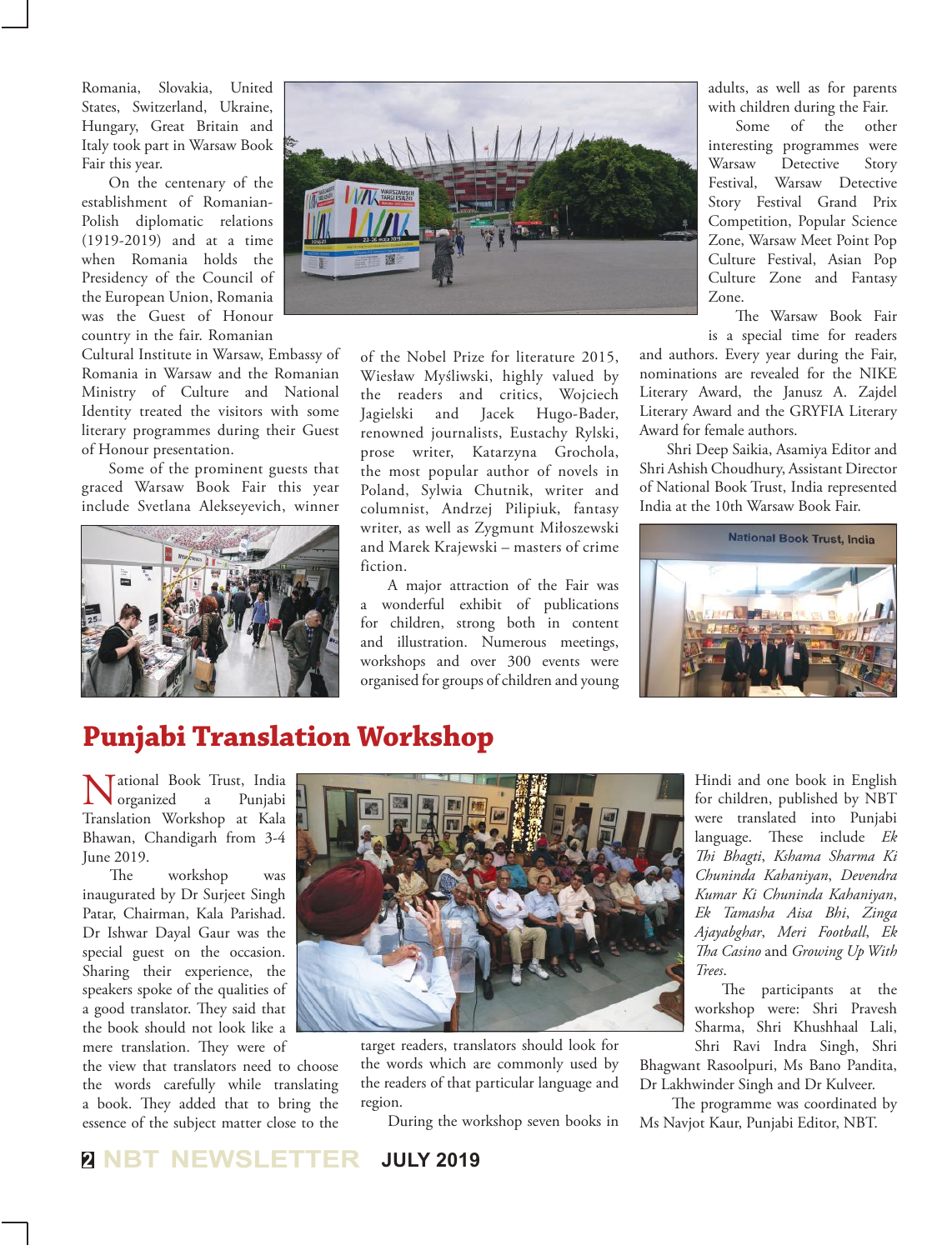Romania, Slovakia, United States, Switzerland, Ukraine, Hungary, Great Britain and Italy took part in Warsaw Book Fair this year.

On the centenary of the establishment of Romanian-Polish diplomatic relations (1919-2019) and at a time when Romania holds the Presidency of the Council of the European Union, Romania was the Guest of Honour country in the fair. Romanian Cultural Institute in Warsaw, Embassy of Romania in Warsaw and the Romanian Ministry of Culture and National Identity treated the visitors with some literary programmes during their Guest of Honour presentation.

Some of the prominent guests that graced Warsaw Book Fair this year include Svetlana Alekseyevich, winner of the Nobel Prize for literature 2015, Wiesław Myśliwski, highly valued by the readers and critics, Wojciech Jagielski and Jacek Hugo-Bader, renowned journalists, Eustachy Rylski, prose writer, Katarzyna Grochola, the most popular author of novels in Poland, Sylwia Chutnik, writer and columnist, Andrzej Pilipiuk, fantasy writer, as well as Zygmunt Miłoszewski and Marek Krajewski – masters of crime fiction.

A major attraction of the Fair was a wonderful exhibit of publications for children, strong both in content and illustration. Numerous meetings, workshops and over 300 events were organised for groups of children and young adults, as well as for parents with children during the Fair.

Some of the other interesting programmes were Warsaw Detective Story Festival, Warsaw Detective Story Festival Grand Prix Competition, Popular Science Zone, Warsaw Meet Point Pop Culture Festival, Asian Pop Culture Zone and Fantasy Zone.

The Warsaw Book Fair is a special time for readers and authors. Every year during the Fair, nominations are revealed for the NIKE Literary Award, the Janusz A. Zajdel Literary Award and the GRYFIA Literary Award for female authors.

Shri Deep Saikia, Asamiya Editor and Shri Ashish Choudhury, Assistant Director of National Book Trust, India represented India at the 10th Warsaw Book Fair.

# Punjabi Translation Workshop

National Book Trust, India organized a Punjabi Translation Workshop at Kala Bhawan, Chandigarh from 3-4 June 2019.

The workshop was inaugurated by Dr Surjeet Singh Patar, Chairman, Kala Parishad. Dr Ishwar Dayal Gaur was the special guest on the occasion. Sharing their experience, the speakers spoke of the qualities of a good translator. They said that the book should not look like a mere translation. They were of the view that translators need to choose the words carefully while translating a book. They added that to bring the essence of the subject matter close to the target readers, translators should look for the words which are commonly used by the readers of that particular language and region.

During the workshop seven books in Hindi and one book in English for children, published by NBT were translated into Punjabi language. These include *Ek Thi Bhagti*, *Kshama Sharma Ki Chuninda Kahaniyan*, *Devendra Kumar Ki Chuninda Kahaniyan*, *Ek Tamasha Aisa Bhi*, *Zinga Ajayabghar*, *Meri Football*, *Ek Tha Casino* and *Growing Up With Trees*.

The participants at the workshop were: Shri Pravesh Sharma, Shri Khushhaal Lali, Shri Ravi Indra Singh, Shri Bhagwant Rasoolpuri, Ms Bano Pandita, Dr Lakhwinder Singh and Dr Kulveer.

The programme was coordinated by Ms Navjot Kaur, Punjabi Editor, NBT.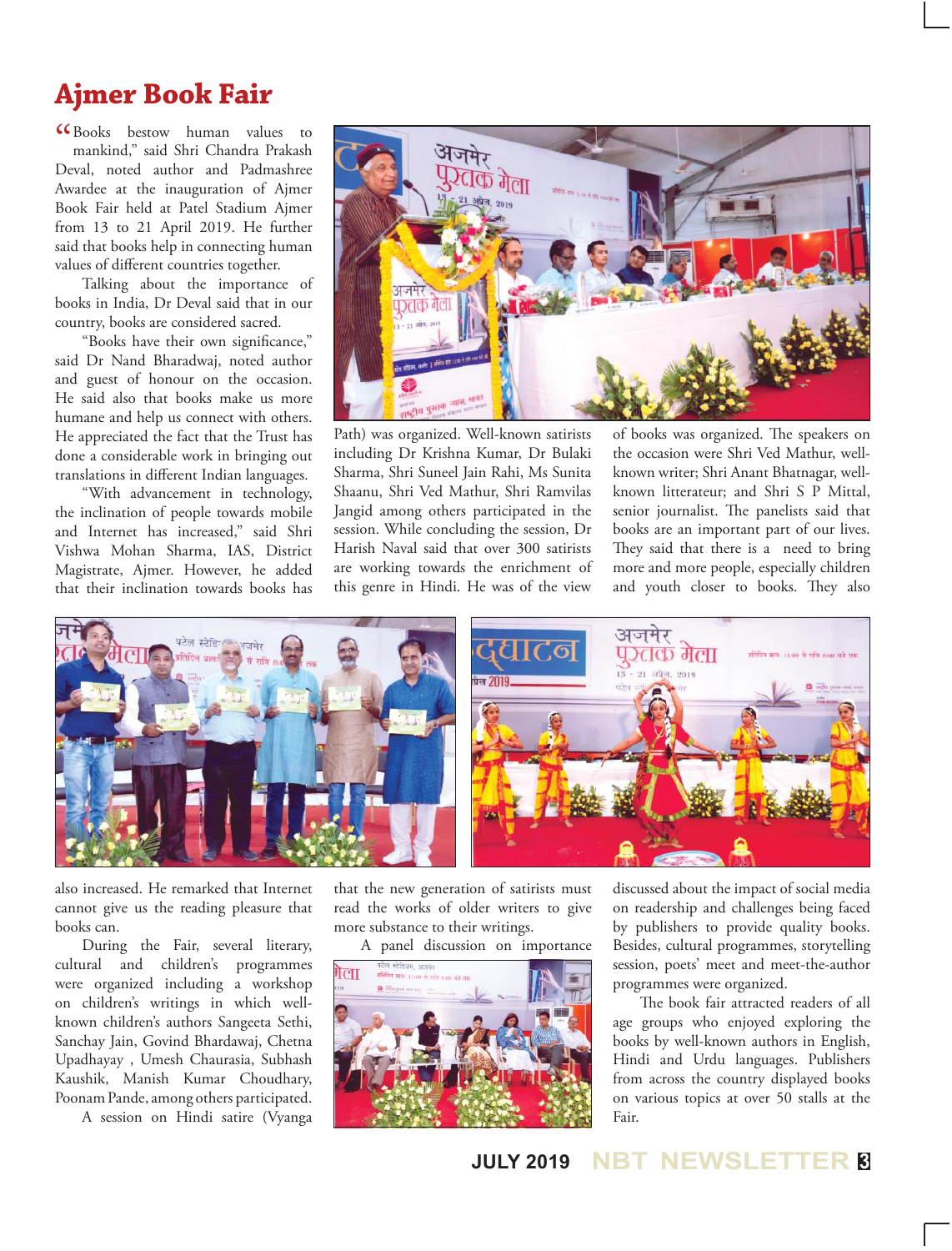# Ajmer Book Fair

"Books bestow human values to mankind," said Shri Chandra Prakash Deval, noted author and Padmashree Awardee at the inauguration of Ajmer Book Fair held at Patel Stadium Ajmer from 13 to 21 April 2019. He further said that books help in connecting human values of different countries together.

Talking about the importance of books in India, Dr Deval said that in our country, books are considered sacred.

"Books have their own significance," said Dr Nand Bharadwaj, noted author and guest of honour on the occasion. He said also that books make us more humane and help us connect with others. He appreciated the fact that the Trust has done a considerable work in bringing out translations in different Indian languages.

"With advancement in technology, the inclination of people towards mobile and Internet has increased," said Shri Vishwa Mohan Sharma, IAS, District Magistrate, Ajmer. However, he added that their inclination towards books has also increased. He remarked that Internet cannot give us the reading pleasure that books can.

During the Fair, several literary, cultural and children's programmes were organized including a workshop on children's writings in which well-known children's authors Sangeeta Sethi, Sanchay Jain, Govind Bhardawaj, Chetna Upadhayay , Umesh Chaurasia, Subhash Kaushik, Manish Kumar Choudhary, Poonam Pande, among others participated.

A session on Hindi satire (Vyanga Path) was organized. Well-known satirists including Dr Krishna Kumar, Dr Bulaki Sharma, Shri Suneel Jain Rahi, Ms Sunita Shaanu, Shri Ved Mathur, Shri Ramvilas Jangid among others participated in the session. While concluding the session, Dr Harish Naval said that over 300 satirists are working towards the enrichment of this genre in Hindi. He was of the view that the new generation of satirists must read the works of older writers to give more substance to their writings.

A panel discussion on importance of books was organized. The speakers on the occasion were Shri Ved Mathur, well-known writer; Shri Anant Bhatnagar, well-known litterateur; and Shri S P Mittal, senior journalist. The panelists said that books are an important part of our lives. They said that there is a need to bring more and more people, especially children and youth closer to books. They also discussed about the impact of social media on readership and challenges being faced by publishers to provide quality books. Besides, cultural programmes, storytelling session, poets' meet and meet-the-author programmes were organized.

The book fair attracted readers of all age groups who enjoyed exploring the books by well-known authors in English, Hindi and Urdu languages. Publishers from across the country displayed books on various topics at over 50 stalls at the Fair.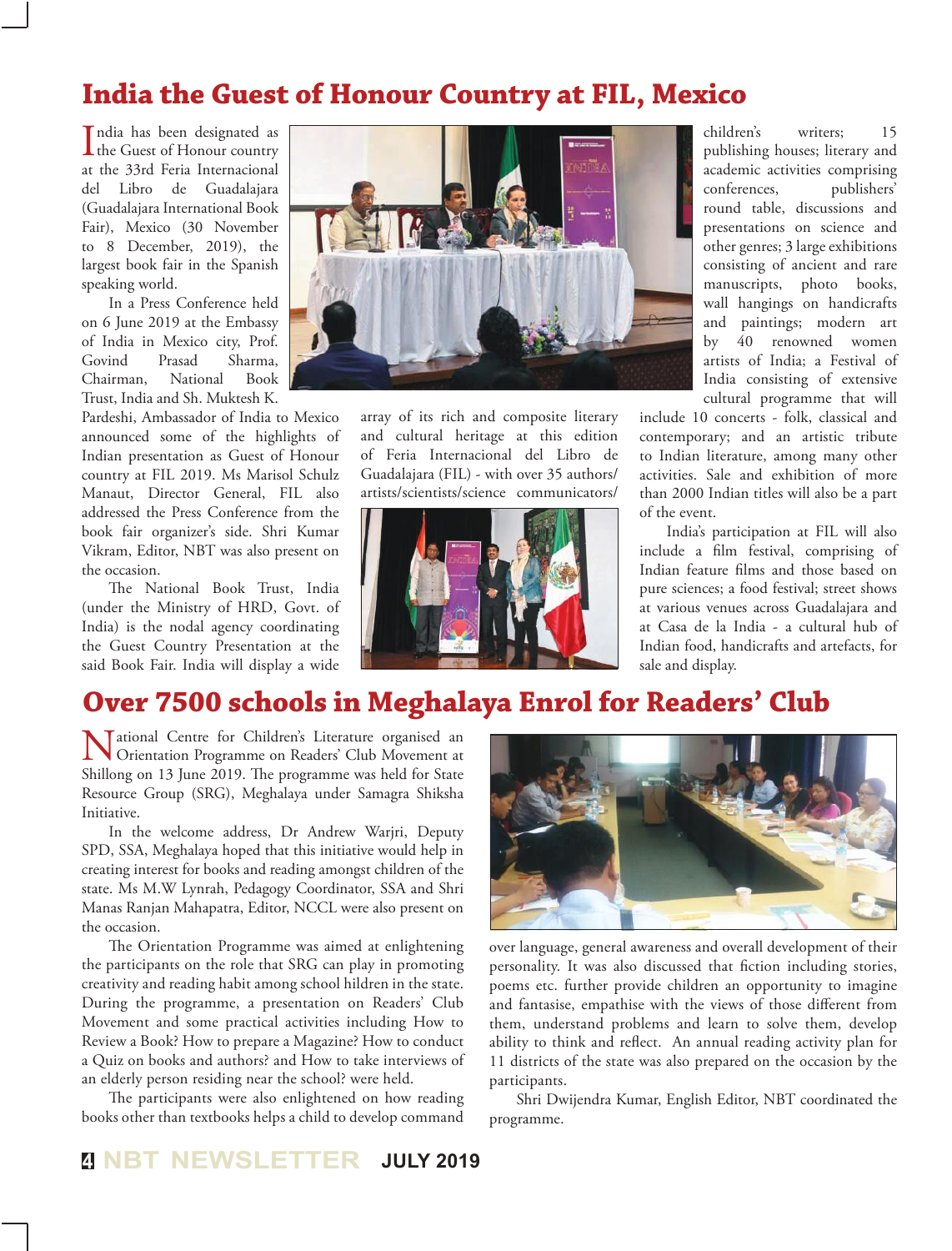## India the Guest of Honour Country at FIL, Mexico

India has been designated as the Guest of Honour country at the 33rd Feria Internacional del Libro de Guadalajara (Guadalajara International Book Fair), Mexico (30 November to 8 December, 2019), the largest book fair in the Spanish speaking world.

In a Press Conference held on 6 June 2019 at the Embassy of India in Mexico city, Prof. Govind Prasad Sharma, Chairman, National Book Trust, India and Sh. Muktesh K. Pardeshi, Ambassador of India to Mexico announced some of the highlights of Indian presentation as Guest of Honour country at FIL 2019. Ms Marisol Schulz Manaut, Director General, FIL also addressed the Press Conference from the book fair organizer's side. Shri Kumar Vikram, Editor, NBT was also present on the occasion.

The National Book Trust, India (under the Ministry of HRD, Govt. of India) is the nodal agency coordinating the Guest Country Presentation at the said Book Fair. India will display a wide array of its rich and composite literary and cultural heritage at this edition of Feria Internacional del Libro de Guadalajara (FIL) - with over 35 authors/artists/scientists/science communicators/children's writers; 15 publishing houses; literary and academic activities comprising conferences, publishers' round table, discussions and presentations on science and other genres; 3 large exhibitions consisting of ancient and rare manuscripts, photo books, wall hangings on handicrafts and paintings; modern art by 40 renowned women artists of India; a Festival of India consisting of extensive cultural programme that will include 10 concerts - folk, classical and contemporary; and an artistic tribute to Indian literature, among many other activities. Sale and exhibition of more than 2000 Indian titles will also be a part of the event.

India's participation at FIL will also include a film festival, comprising of Indian feature films and those based on pure sciences; a food festival; street shows at various venues across Guadalajara and at Casa de la India - a cultural hub of Indian food, handicrafts and artefacts, for sale and display.

## Over 7500 schools in Meghalaya Enrol for Readers' Club

National Centre for Children's Literature organised an Orientation Programme on Readers' Club Movement at Shillong on 13 June 2019. The programme was held for State Resource Group (SRG), Meghalaya under Samagra Shiksha Initiative.

In the welcome address, Dr Andrew Warjri, Deputy SPD, SSA, Meghalaya hoped that this initiative would help in creating interest for books and reading amongst children of the state. Ms M.W Lynrah, Pedagogy Coordinator, SSA and Shri Manas Ranjan Mahapatra, Editor, NCCL were also present on the occasion.

The Orientation Programme was aimed at enlightening the participants on the role that SRG can play in promoting creativity and reading habit among school hildren in the state. During the programme, a presentation on Readers' Club Movement and some practical activities including How to Review a Book? How to prepare a Magazine? How to conduct a Quiz on books and authors? and How to take interviews of an elderly person residing near the school? were held.

The participants were also enlightened on how reading books other than textbooks helps a child to develop command over language, general awareness and overall development of their personality. It was also discussed that fiction including stories, poems etc. further provide children an opportunity to imagine and fantasise, empathise with the views of those different from them, understand problems and learn to solve them, develop ability to think and reflect. An annual reading activity plan for 11 districts of the state was also prepared on the occasion by the participants.

Shri Dwijendra Kumar, English Editor, NBT coordinated the programme.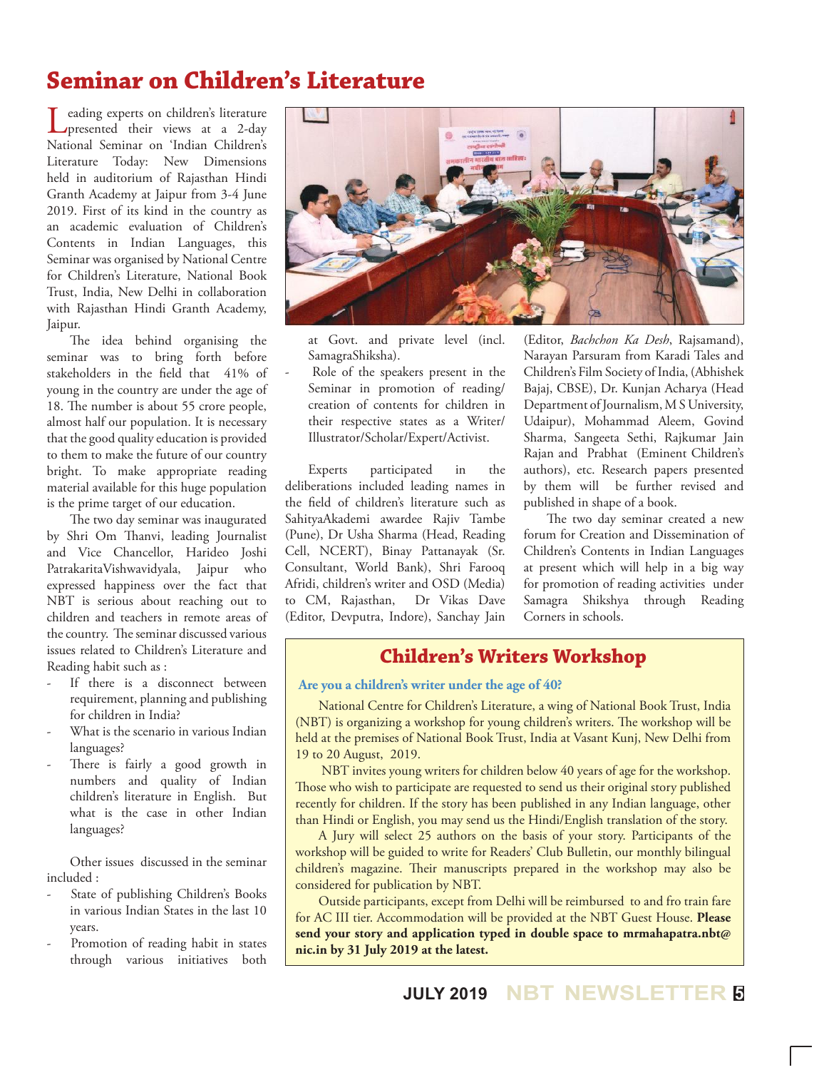# Seminar on Children's Literature

Leading experts on children's literature presented their views at a 2-day National Seminar on 'Indian Children's Literature Today: New Dimensions held in auditorium of Rajasthan Hindi Granth Academy at Jaipur from 3-4 June 2019. First of its kind in the country as an academic evaluation of Children's Contents in Indian Languages, this Seminar was organised by National Centre for Children's Literature, National Book Trust, India, New Delhi in collaboration with Rajasthan Hindi Granth Academy, Jaipur.

The idea behind organising the seminar was to bring forth before stakeholders in the field that 41% of young in the country are under the age of 18. The number is about 55 crore people, almost half our population. It is necessary that the good quality education is provided to them to make the future of our country bright. To make appropriate reading material available for this huge population is the prime target of our education.

The two day seminar was inaugurated by Shri Om Thanvi, leading Journalist and Vice Chancellor, Harideo Joshi PatrakaritaVishwavidyala, Jaipur who expressed happiness over the fact that NBT is serious about reaching out to children and teachers in remote areas of the country. The seminar discussed various issues related to Children's Literature and Reading habit such as :

- If there is a disconnect between requirement, planning and publishing for children in India?
- What is the scenario in various Indian languages?
- There is fairly a good growth in numbers and quality of Indian children's literature in English. But what is the case in other Indian languages?

Other issues discussed in the seminar included :

- State of publishing Children's Books in various Indian States in the last 10 years.
- Promotion of reading habit in states through various initiatives both at Govt. and private level (incl. SamagraShiksha).
- Role of the speakers present in the Seminar in promotion of reading/ creation of contents for children in their respective states as a Writer/ Illustrator/Scholar/Expert/Activist.

Experts participated in the deliberations included leading names in the field of children's literature such as SahityaAkademi awardee Rajiv Tambe (Pune), Dr Usha Sharma (Head, Reading Cell, NCERT), Binay Pattanayak (Sr. Consultant, World Bank), Shri Farooq Afridi, children's writer and OSD (Media) to CM, Rajasthan, Dr Vikas Dave (Editor, Devputra, Indore), Sanchay Jain (Editor, *Bachchon Ka Desh*, Rajsamand), Narayan Parsuram from Karadi Tales and Children's Film Society of India, (Abhishek Bajaj, CBSE), Dr. Kunjan Acharya (Head Department of Journalism, M S University, Udaipur), Mohammad Aleem, Govind Sharma, Sangeeta Sethi, Rajkumar Jain Rajan and Prabhat (Eminent Children's authors), etc. Research papers presented by them will be further revised and published in shape of a book.

The two day seminar created a new forum for Creation and Dissemination of Children's Contents in Indian Languages at present which will help in a big way for promotion of reading activities under Samagra Shikshya through Reading Corners in schools.

## Children's Writers Workshop

**Are you a children's writer under the age of 40?**

National Centre for Children's Literature, a wing of National Book Trust, India (NBT) is organizing a workshop for young children's writers. The workshop will be held at the premises of National Book Trust, India at Vasant Kunj, New Delhi from 19 to 20 August, 2019.

NBT invites young writers for children below 40 years of age for the workshop. Those who wish to participate are requested to send us their original story published recently for children. If the story has been published in any Indian language, other than Hindi or English, you may send us the Hindi/English translation of the story.

A Jury will select 25 authors on the basis of your story. Participants of the workshop will be guided to write for Readers' Club Bulletin, our monthly bilingual children's magazine. Their manuscripts prepared in the workshop may also be considered for publication by NBT.

Outside participants, except from Delhi will be reimbursed to and fro train fare for AC III tier. Accommodation will be provided at the NBT Guest House. **Please send your story and application typed in double space to mrmahapatra.nbt@nic.in by 31 July 2019 at the latest.**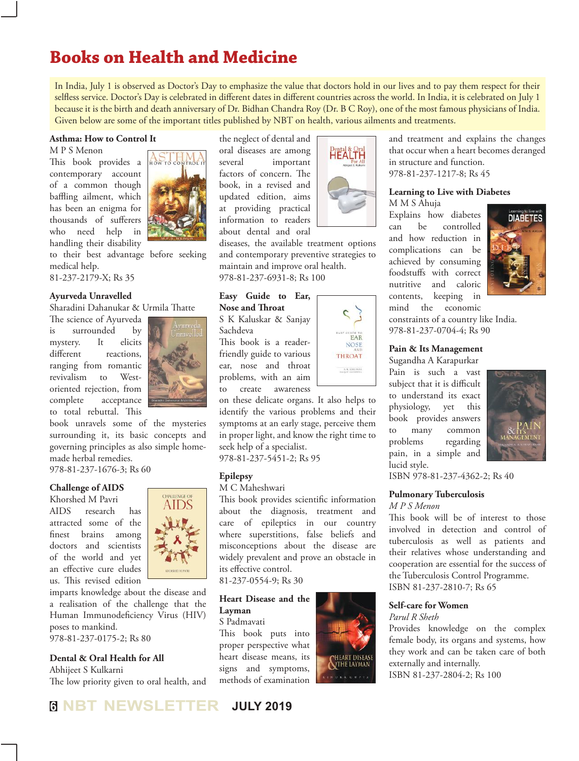# Books on Health and Medicine

In India, July 1 is observed as Doctor's Day to emphasize the value that doctors hold in our lives and to pay them respect for their selfless service. Doctor's Day is celebrated in different dates in different countries across the world. In India, it is celebrated on July 1 because it is the birth and death anniversary of Dr. Bidhan Chandra Roy (Dr. B C Roy), one of the most famous physicians of India. Given below are some of the important titles published by NBT on health, various ailments and treatments.

**Asthma: How to Control It**
M P S Menon
This book provides a contemporary account of a common though baffling ailment, which has been an enigma for thousands of sufferers who need help in handling their disability to their best advantage before seeking medical help.
81-237-2179-X; Rs 35

**Ayurveda Unravelled**
Sharadini Dahanukar & Urmila Thatte
The science of Ayurveda is surrounded by mystery. It elicits different reactions, ranging from romantic revivalism to West-oriented rejection, from complete acceptance to total rebuttal. This book unravels some of the mysteries surrounding it, its basic concepts and governing principles as also simple home-made herbal remedies.
978-81-237-1676-3; Rs 60

**Challenge of AIDS**
Khorshed M Pavri
AIDS research has attracted some of the finest brains among doctors and scientists of the world and yet an effective cure eludes us. This revised edition imparts knowledge about the disease and a realisation of the challenge that the Human Immunodeficiency Virus (HIV) poses to mankind.
978-81-237-0175-2; Rs 80

**Dental & Oral Health for All**
Abhijeet S Kulkarni
The low priority given to oral health, and the neglect of dental and oral diseases are among several important factors of concern. The book, in a revised and updated edition, aims at providing practical information to readers about dental and oral diseases, the available treatment options and contemporary preventive strategies to maintain and improve oral health.
978-81-237-6931-8; Rs 100

**Easy Guide to Ear, Nose and Throat**
S K Kaluskar & Sanjay Sachdeva
This book is a reader-friendly guide to various ear, nose and throat problems, with an aim to create awareness on these delicate organs. It also helps to identify the various problems and their symptoms at an early stage, perceive them in proper light, and know the right time to seek help of a specialist.
978-81-237-5451-2; Rs 95

**Epilepsy**
M C Maheshwari
This book provides scientific information about the diagnosis, treatment and care of epileptics in our country where superstitions, false beliefs and misconceptions about the disease are widely prevalent and prove an obstacle in its effective control.
81-237-0554-9; Rs 30

**Heart Disease and the Layman**
S Padmavati
This book puts into proper perspective what heart disease means, its signs and symptoms, methods of examination and treatment and explains the changes that occur when a heart becomes deranged in structure and function.
978-81-237-1217-8; Rs 45

**Learning to Live with Diabetes**
M M S Ahuja
Explains how diabetes can be controlled and how reduction in complications can be achieved by consuming foodstuffs with correct nutritive and caloric contents, keeping in mind the economic constraints of a country like India.
978-81-237-0704-4; Rs 90

**Pain & Its Management**
Sugandha A Karapurkar
Pain is such a vast subject that it is difficult to understand its exact physiology, yet this book provides answers to many common problems regarding pain, in a simple and lucid style.
ISBN 978-81-237-4362-2; Rs 40

**Pulmonary Tuberculosis**
*M P S Menon*
This book will be of interest to those involved in detection and control of tuberculosis as well as patients and their relatives whose understanding and cooperation are essential for the success of the Tuberculosis Control Programme.
ISBN 81-237-2810-7; Rs 65

**Self-care for Women**
*Parul R Sheth*
Provides knowledge on the complex female body, its organs and systems, how they work and can be taken care of both externally and internally.
ISBN 81-237-2804-2; Rs 100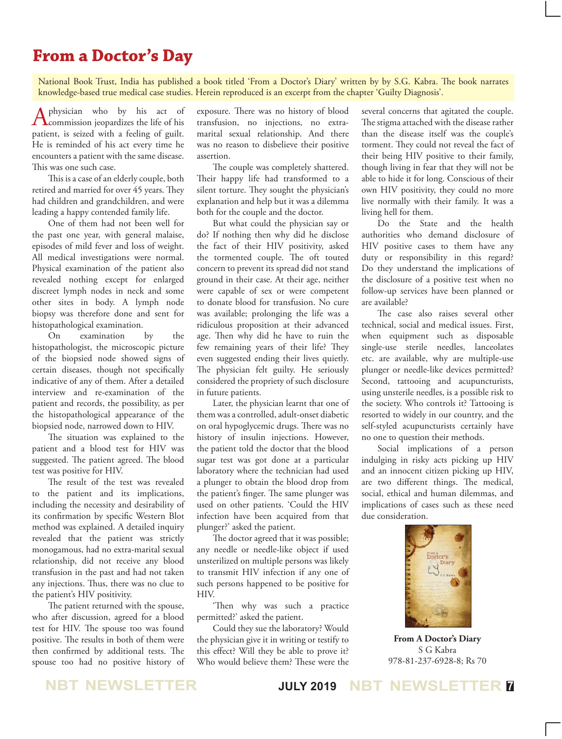# From a Doctor's Day

National Book Trust, India has published a book titled 'From a Doctor's Diary' written by by S.G. Kabra. The book narrates knowledge-based true medical case studies. Herein reproduced is an excerpt from the chapter 'Guilty Diagnosis'.

A physician who by his act of commission jeopardizes the life of his patient, is seized with a feeling of guilt. He is reminded of his act every time he encounters a patient with the same disease. This was one such case.

This is a case of an elderly couple, both retired and married for over 45 years. They had children and grandchildren, and were leading a happy contended family life.

One of them had not been well for the past one year, with general malaise, episodes of mild fever and loss of weight. All medical investigations were normal. Physical examination of the patient also revealed nothing except for enlarged discreet lymph nodes in neck and some other sites in body. A lymph node biopsy was therefore done and sent for histopathological examination.

On examination by the histopathologist, the microscopic picture of the biopsied node showed signs of certain diseases, though not specifically indicative of any of them. After a detailed interview and re-examination of the patient and records, the possibility, as per the histopathological appearance of the biopsied node, narrowed down to HIV.

The situation was explained to the patient and a blood test for HIV was suggested. The patient agreed. The blood test was positive for HIV.

The result of the test was revealed to the patient and its implications, including the necessity and desirability of its confirmation by specific Western Blot method was explained. A detailed inquiry revealed that the patient was strictly monogamous, had no extra-marital sexual relationship, did not receive any blood transfusion in the past and had not taken any injections. Thus, there was no clue to the patient's HIV positivity.

The patient returned with the spouse, who after discussion, agreed for a blood test for HIV. The spouse too was found positive. The results in both of them were then confirmed by additional tests. The spouse too had no positive history of exposure. There was no history of blood transfusion, no injections, no extra-marital sexual relationship. And there was no reason to disbelieve their positive assertion.

The couple was completely shattered. Their happy life had transformed to a silent torture. They sought the physician's explanation and help but it was a dilemma both for the couple and the doctor.

But what could the physician say or do? If nothing then why did he disclose the fact of their HIV positivity, asked the tormented couple. The oft touted concern to prevent its spread did not stand ground in their case. At their age, neither were capable of sex or were competent to donate blood for transfusion. No cure was available; prolonging the life was a ridiculous proposition at their advanced age. Then why did he have to ruin the few remaining years of their life? They even suggested ending their lives quietly. The physician felt guilty. He seriously considered the propriety of such disclosure in future patients.

Later, the physician learnt that one of them was a controlled, adult-onset diabetic on oral hypoglycemic drugs. There was no history of insulin injections. However, the patient told the doctor that the blood sugar test was got done at a particular laboratory where the technician had used a plunger to obtain the blood drop from the patient's finger. The same plunger was used on other patients. 'Could the HIV infection have been acquired from that plunger?' asked the patient.

The doctor agreed that it was possible; any needle or needle-like object if used unsterilized on multiple persons was likely to transmit HIV infection if any one of such persons happened to be positive for HIV.

'Then why was such a practice permitted?' asked the patient.

Could they sue the laboratory? Would the physician give it in writing or testify to this effect? Will they be able to prove it? Who would believe them? These were the several concerns that agitated the couple. The stigma attached with the disease rather than the disease itself was the couple's torment. They could not reveal the fact of their being HIV positive to their family, though living in fear that they will not be able to hide it for long. Conscious of their own HIV positivity, they could no more live normally with their family. It was a living hell for them.

Do the State and the health authorities who demand disclosure of HIV positive cases to them have any duty or responsibility in this regard? Do they understand the implications of the disclosure of a positive test when no follow-up services have been planned or are available?

The case also raises several other technical, social and medical issues. First, when equipment such as disposable single-use sterile needles, lanceolates etc. are available, why are multiple-use plunger or needle-like devices permitted? Second, tattooing and acupuncturists, using unsterile needles, is a possible risk to the society. Who controls it? Tattooing is resorted to widely in our country, and the self-styled acupuncturists certainly have no one to question their methods.

Social implications of a person indulging in risky acts picking up HIV and an innocent citizen picking up HIV, are two different things. The medical, social, ethical and human dilemmas, and implications of cases such as these need due consideration.

**From A Doctor's Diary**
S G Kabra
978-81-237-6928-8; Rs 70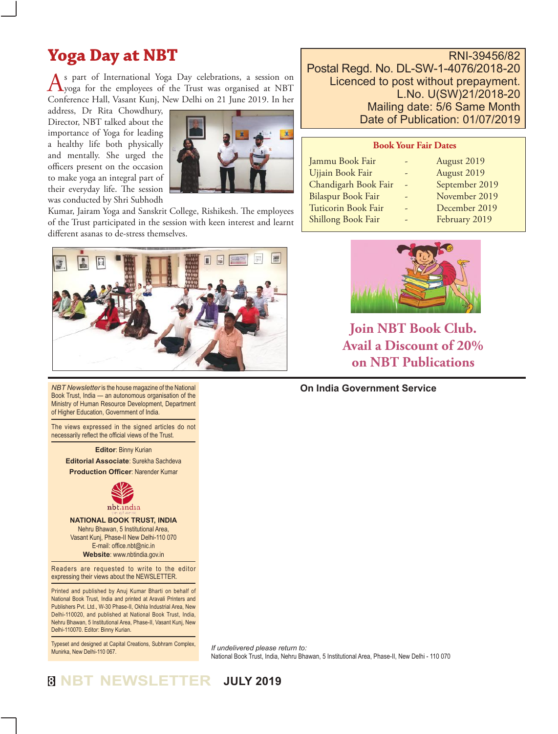# Yoga Day at NBT

As part of International Yoga Day celebrations, a session on yoga for the employees of the Trust was organised at NBT Conference Hall, Vasant Kunj, New Delhi on 21 June 2019. In her address, Dr Rita Chowdhury, Director, NBT talked about the importance of Yoga for leading a healthy life both physically and mentally. She urged the officers present on the occasion to make yoga an integral part of their everyday life. The session was conducted by Shri Subhodh Kumar, Jairam Yoga and Sanskrit College, Rishikesh. The employees of the Trust participated in the session with keen interest and learnt different asanas to de-stress themselves.

RNI-39456/82
Postal Regd. No. DL-SW-1-4076/2018-20
Licenced to post without prepayment.
L.No. U(SW)21/2018-20
Mailing date: 5/6 Same Month
Date of Publication: 01/07/2019

**Book Your Fair Dates**

| | | |
|---|---|---|
| Jammu Book Fair | - | August 2019 |
| Ujjain Book Fair | - | August 2019 |
| Chandigarh Book Fair | - | September 2019 |
| Bilaspur Book Fair | - | November 2019 |
| Tuticorin Book Fair | - | December 2019 |
| Shillong Book Fair | - | February 2019 |

**Join NBT Book Club. Avail a Discount of 20% on NBT Publications**

*NBT Newsletter* is the house magazine of the National Book Trust, India — an autonomous organisation of the Ministry of Human Resource Development, Department of Higher Education, Government of India.

The views expressed in the signed articles do not necessarily reflect the official views of the Trust.

**Editor**: Binny Kurian
**Editorial Associate**: Surekha Sachdeva
**Production Officer**: Narender Kumar

**NATIONAL BOOK TRUST, INDIA**
Nehru Bhawan, 5 Institutional Area,
Vasant Kunj, Phase-II New Delhi-110 070
E-mail: office.nbt@nic.in
**Website**: www.nbtindia.gov.in

Readers are requested to write to the editor expressing their views about the NEWSLETTER.

Printed and published by Anuj Kumar Bharti on behalf of National Book Trust, India and printed at Aravali Printers and Publishers Pvt. Ltd., W-30 Phase-II, Okhla Industrial Area, New Delhi-110020, and published at National Book Trust, India, Nehru Bhawan, 5 Institutional Area, Phase-II, Vasant Kunj, New Delhi-110070. Editor: Binny Kurian.

Typeset and designed at Capital Creations, Subhram Complex, Munirka, New Delhi-110 067.

**On India Government Service**

*If undelivered please return to:*
National Book Trust, India, Nehru Bhawan, 5 Institutional Area, Phase-II, New Delhi - 110 070